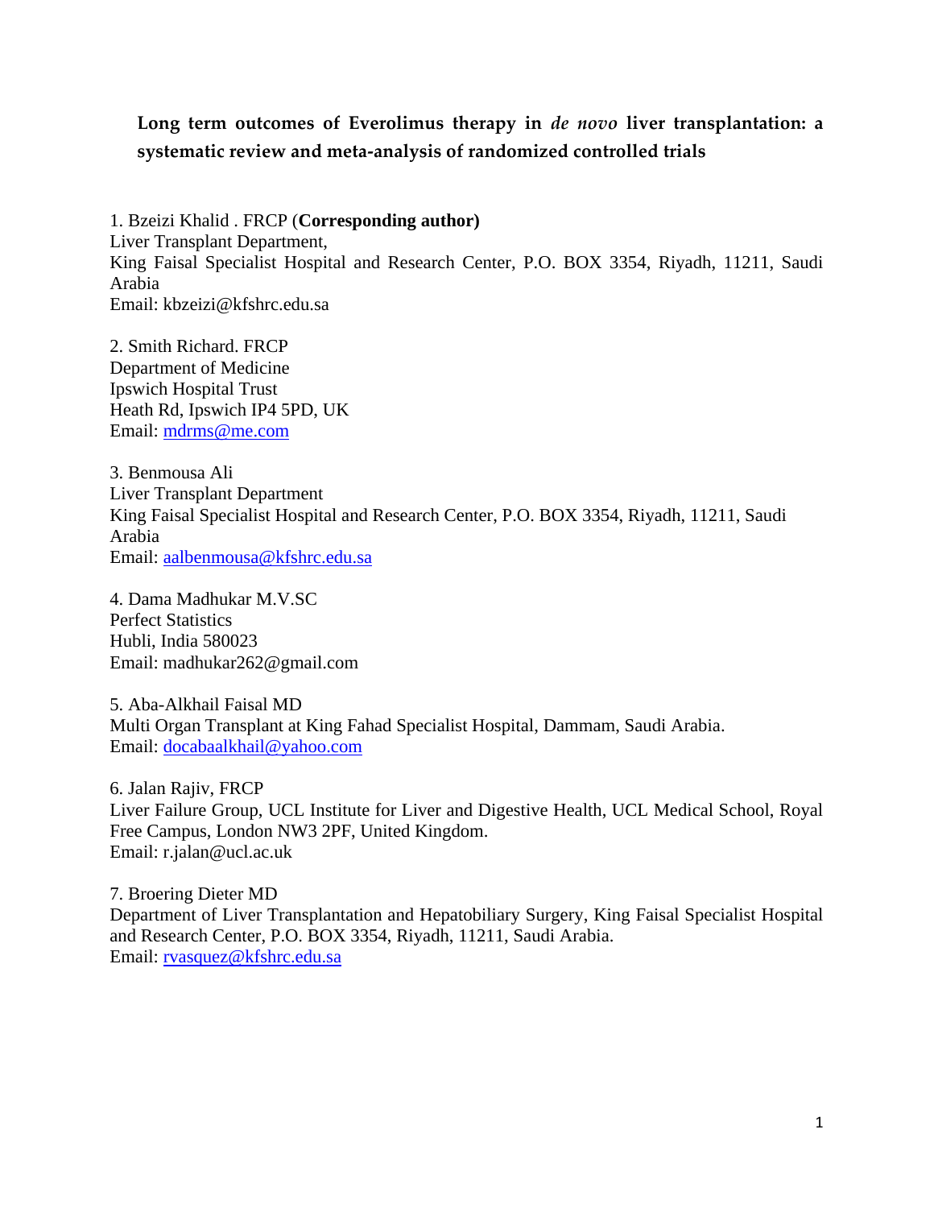# Long term outcomes of Everolimus therapy in *de novo* liver transplantation: a systematic review and meta-analysis of randomized controlled trials

1. Bzeizi Khalid . FRCP (**Corresponding author)**
Liver Transplant Department,
King Faisal Specialist Hospital and Research Center, P.O. BOX 3354, Riyadh, 11211, Saudi Arabia
Email: kbzeizi@kfshrc.edu.sa

2. Smith Richard. FRCP
Department of Medicine
Ipswich Hospital Trust
Heath Rd, Ipswich IP4 5PD, UK
Email: mdrms@me.com

3. Benmousa Ali
Liver Transplant Department
King Faisal Specialist Hospital and Research Center, P.O. BOX 3354, Riyadh, 11211, Saudi Arabia
Email: aalbenmousa@kfshrc.edu.sa

4. Dama Madhukar M.V.SC
Perfect Statistics
Hubli, India 580023
Email: madhukar262@gmail.com

5. Aba-Alkhail Faisal MD
Multi Organ Transplant at King Fahad Specialist Hospital, Dammam, Saudi Arabia.
Email: docabaalkhail@yahoo.com

6. Jalan Rajiv, FRCP
Liver Failure Group, UCL Institute for Liver and Digestive Health, UCL Medical School, Royal Free Campus, London NW3 2PF, United Kingdom.
Email: r.jalan@ucl.ac.uk

7. Broering Dieter MD
Department of Liver Transplantation and Hepatobiliary Surgery, King Faisal Specialist Hospital and Research Center, P.O. BOX 3354, Riyadh, 11211, Saudi Arabia.
Email: rvasquez@kfshrc.edu.sa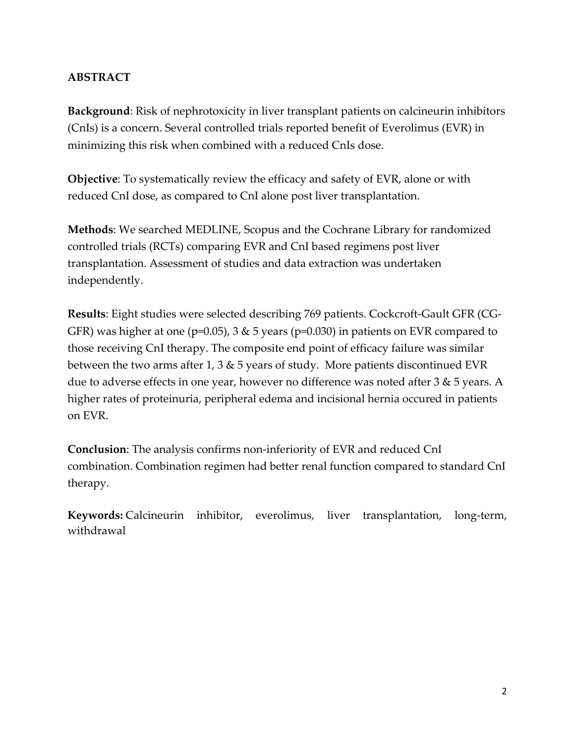## ABSTRACT

**Background**: Risk of nephrotoxicity in liver transplant patients on calcineurin inhibitors (CnIs) is a concern. Several controlled trials reported benefit of Everolimus (EVR) in minimizing this risk when combined with a reduced CnIs dose.

**Objective**: To systematically review the efficacy and safety of EVR, alone or with reduced CnI dose, as compared to CnI alone post liver transplantation.

**Methods**: We searched MEDLINE, Scopus and the Cochrane Library for randomized controlled trials (RCTs) comparing EVR and CnI based regimens post liver transplantation. Assessment of studies and data extraction was undertaken independently.

**Results**: Eight studies were selected describing 769 patients. Cockcroft-Gault GFR (CG-GFR) was higher at one ($p=0.05$), 3 & 5 years ($p=0.030$) in patients on EVR compared to those receiving CnI therapy. The composite end point of efficacy failure was similar between the two arms after 1, 3 & 5 years of study. More patients discontinued EVR due to adverse effects in one year, however no difference was noted after 3 & 5 years. A higher rates of proteinuria, peripheral edema and incisional hernia occured in patients on EVR.

**Conclusion**: The analysis confirms non-inferiority of EVR and reduced CnI combination. Combination regimen had better renal function compared to standard CnI therapy.

**Keywords:** Calcineurin inhibitor, everolimus, liver transplantation, long-term, withdrawal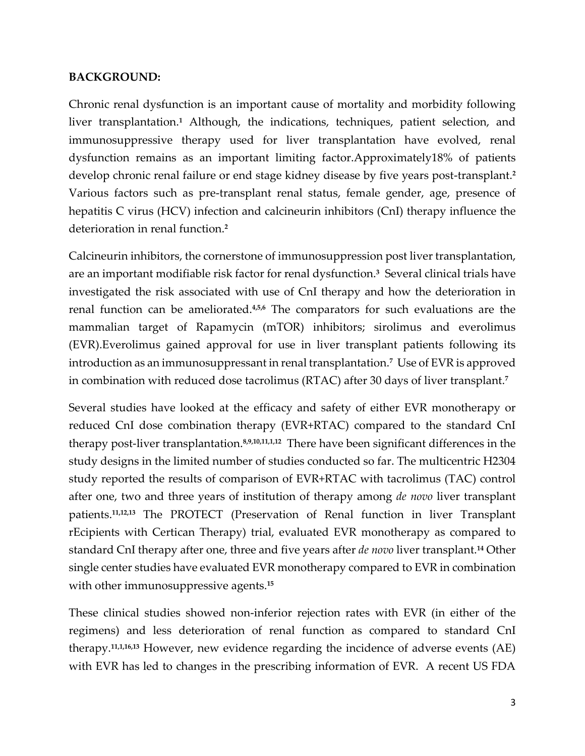**BACKGROUND:**

Chronic renal dysfunction is an important cause of mortality and morbidity following liver transplantation.[1] Although, the indications, techniques, patient selection, and immunosuppressive therapy used for liver transplantation have evolved, renal dysfunction remains as an important limiting factor.Approximately18% of patients develop chronic renal failure or end stage kidney disease by five years post-transplant.[2] Various factors such as pre-transplant renal status, female gender, age, presence of hepatitis C virus (HCV) infection and calcineurin inhibitors (CnI) therapy influence the deterioration in renal function.[2]

Calcineurin inhibitors, the cornerstone of immunosuppression post liver transplantation, are an important modifiable risk factor for renal dysfunction.[3] Several clinical trials have investigated the risk associated with use of CnI therapy and how the deterioration in renal function can be ameliorated.[4,5,6] The comparators for such evaluations are the mammalian target of Rapamycin (mTOR) inhibitors; sirolimus and everolimus (EVR).Everolimus gained approval for use in liver transplant patients following its introduction as an immunosuppressant in renal transplantation.[7] Use of EVR is approved in combination with reduced dose tacrolimus (RTAC) after 30 days of liver transplant.[7]

Several studies have looked at the efficacy and safety of either EVR monotherapy or reduced CnI dose combination therapy (EVR+RTAC) compared to the standard CnI therapy post-liver transplantation.[8,9,10,11,1,12] There have been significant differences in the study designs in the limited number of studies conducted so far. The multicentric H2304 study reported the results of comparison of EVR+RTAC with tacrolimus (TAC) control after one, two and three years of institution of therapy among *de novo* liver transplant patients.[11,12,13] The PROTECT (Preservation of Renal function in liver Transplant rEcipients with Certican Therapy) trial, evaluated EVR monotherapy as compared to standard CnI therapy after one, three and five years after *de novo* liver transplant.[14] Other single center studies have evaluated EVR monotherapy compared to EVR in combination with other immunosuppressive agents.[15]

These clinical studies showed non-inferior rejection rates with EVR (in either of the regimens) and less deterioration of renal function as compared to standard CnI therapy.[11,1,16,13] However, new evidence regarding the incidence of adverse events (AE) with EVR has led to changes in the prescribing information of EVR. A recent US FDA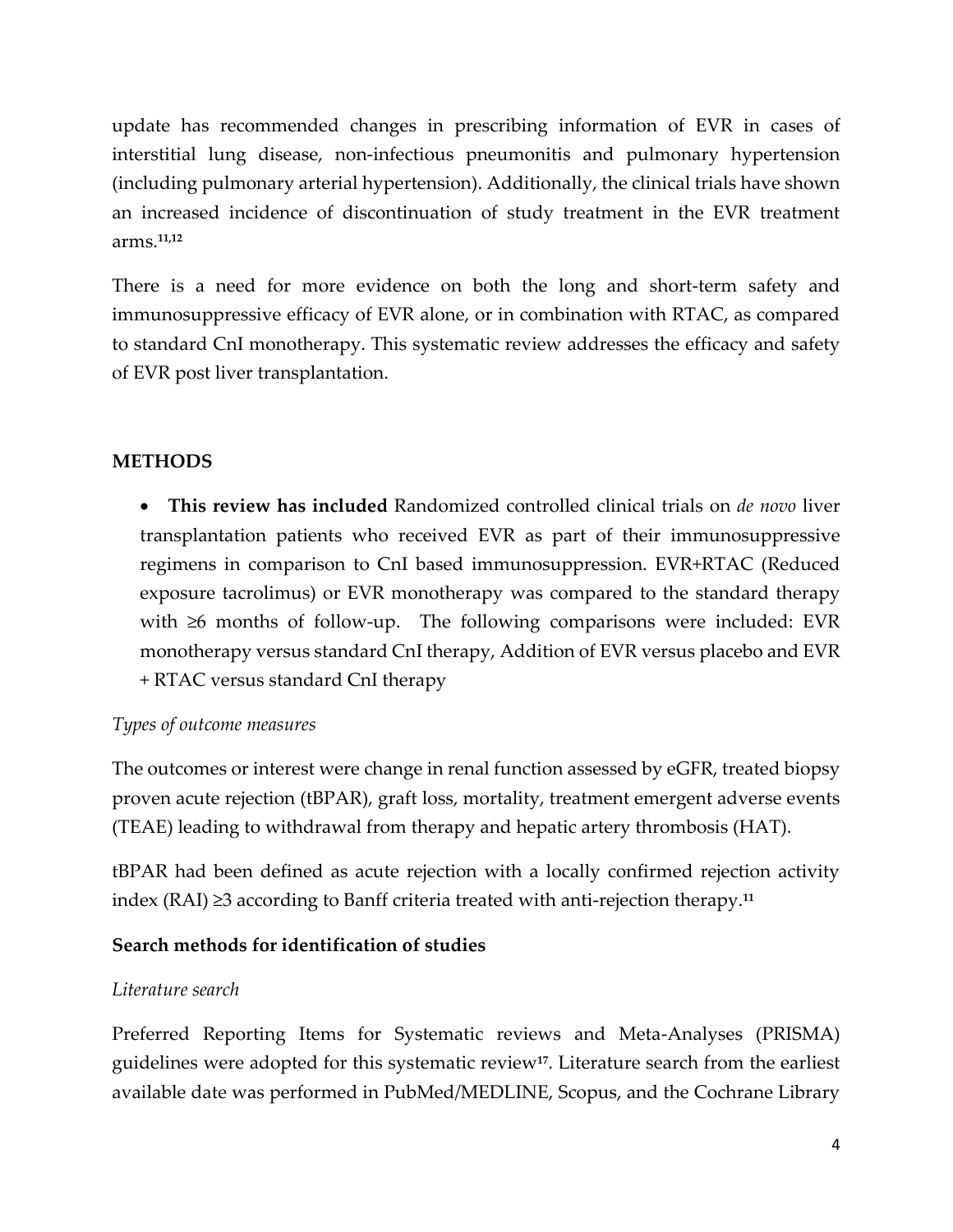update has recommended changes in prescribing information of EVR in cases of interstitial lung disease, non-infectious pneumonitis and pulmonary hypertension (including pulmonary arterial hypertension). Additionally, the clinical trials have shown an increased incidence of discontinuation of study treatment in the EVR treatment arms.[11,12]

There is a need for more evidence on both the long and short-term safety and immunosuppressive efficacy of EVR alone, or in combination with RTAC, as compared to standard CnI monotherapy. This systematic review addresses the efficacy and safety of EVR post liver transplantation.

## METHODS

- **This review has included** Randomized controlled clinical trials on *de novo* liver transplantation patients who received EVR as part of their immunosuppressive regimens in comparison to CnI based immunosuppression. EVR+RTAC (Reduced exposure tacrolimus) or EVR monotherapy was compared to the standard therapy with ≥6 months of follow-up. The following comparisons were included: EVR monotherapy versus standard CnI therapy, Addition of EVR versus placebo and EVR + RTAC versus standard CnI therapy

*Types of outcome measures*

The outcomes or interest were change in renal function assessed by eGFR, treated biopsy proven acute rejection (tBPAR), graft loss, mortality, treatment emergent adverse events (TEAE) leading to withdrawal from therapy and hepatic artery thrombosis (HAT).

tBPAR had been defined as acute rejection with a locally confirmed rejection activity index (RAI) ≥3 according to Banff criteria treated with anti-rejection therapy.[11]

### Search methods for identification of studies

*Literature search*

Preferred Reporting Items for Systematic reviews and Meta-Analyses (PRISMA) guidelines were adopted for this systematic review[17]. Literature search from the earliest available date was performed in PubMed/MEDLINE, Scopus, and the Cochrane Library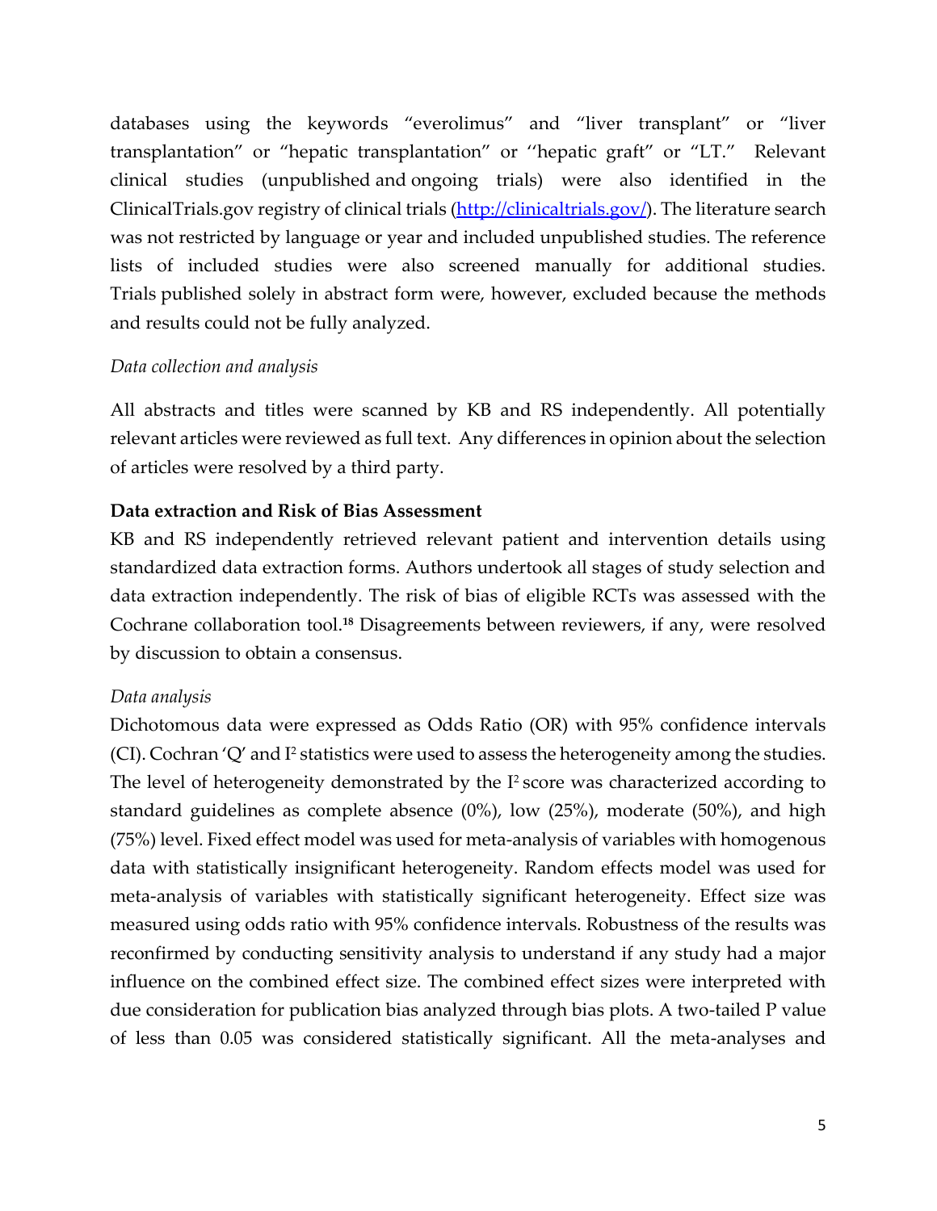databases using the keywords "everolimus" and "liver transplant" or "liver transplantation" or "hepatic transplantation" or ''hepatic graft" or "LT." Relevant clinical studies (unpublished and ongoing trials) were also identified in the ClinicalTrials.gov registry of clinical trials (http://clinicaltrials.gov/). The literature search was not restricted by language or year and included unpublished studies. The reference lists of included studies were also screened manually for additional studies. Trials published solely in abstract form were, however, excluded because the methods and results could not be fully analyzed.

*Data collection and analysis*

All abstracts and titles were scanned by KB and RS independently. All potentially relevant articles were reviewed as full text. Any differences in opinion about the selection of articles were resolved by a third party.

**Data extraction and Risk of Bias Assessment**

KB and RS independently retrieved relevant patient and intervention details using standardized data extraction forms. Authors undertook all stages of study selection and data extraction independently. The risk of bias of eligible RCTs was assessed with the Cochrane collaboration tool.[18] Disagreements between reviewers, if any, were resolved by discussion to obtain a consensus.

*Data analysis*

Dichotomous data were expressed as Odds Ratio (OR) with 95% confidence intervals (CI). Cochran 'Q' and $I^2$ statistics were used to assess the heterogeneity among the studies. The level of heterogeneity demonstrated by the $I^2$ score was characterized according to standard guidelines as complete absence (0%), low (25%), moderate (50%), and high (75%) level. Fixed effect model was used for meta-analysis of variables with homogenous data with statistically insignificant heterogeneity. Random effects model was used for meta-analysis of variables with statistically significant heterogeneity. Effect size was measured using odds ratio with 95% confidence intervals. Robustness of the results was reconfirmed by conducting sensitivity analysis to understand if any study had a major influence on the combined effect size. The combined effect sizes were interpreted with due consideration for publication bias analyzed through bias plots. A two-tailed P value of less than 0.05 was considered statistically significant. All the meta-analyses and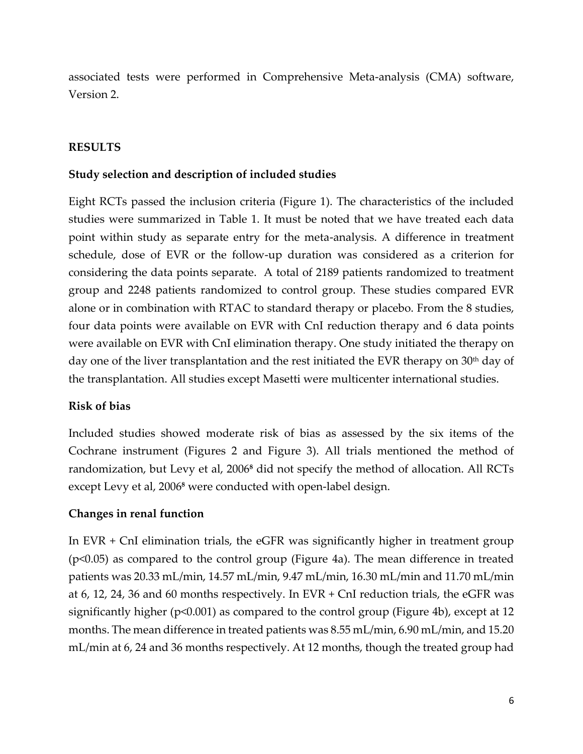associated tests were performed in Comprehensive Meta-analysis (CMA) software, Version 2.

## RESULTS

### Study selection and description of included studies

Eight RCTs passed the inclusion criteria (Figure 1). The characteristics of the included studies were summarized in Table 1. It must be noted that we have treated each data point within study as separate entry for the meta-analysis. A difference in treatment schedule, dose of EVR or the follow-up duration was considered as a criterion for considering the data points separate. A total of 2189 patients randomized to treatment group and 2248 patients randomized to control group. These studies compared EVR alone or in combination with RTAC to standard therapy or placebo. From the 8 studies, four data points were available on EVR with CnI reduction therapy and 6 data points were available on EVR with CnI elimination therapy. One study initiated the therapy on day one of the liver transplantation and the rest initiated the EVR therapy on 30th day of the transplantation. All studies except Masetti were multicenter international studies.

### Risk of bias

Included studies showed moderate risk of bias as assessed by the six items of the Cochrane instrument (Figures 2 and Figure 3). All trials mentioned the method of randomization, but Levy et al, 2006[8] did not specify the method of allocation. All RCTs except Levy et al, 2006[8] were conducted with open-label design.

### Changes in renal function

In EVR + CnI elimination trials, the eGFR was significantly higher in treatment group ($p<0.05$) as compared to the control group (Figure 4a). The mean difference in treated patients was 20.33 mL/min, 14.57 mL/min, 9.47 mL/min, 16.30 mL/min and 11.70 mL/min at 6, 12, 24, 36 and 60 months respectively. In EVR + CnI reduction trials, the eGFR was significantly higher ($p<0.001$) as compared to the control group (Figure 4b), except at 12 months. The mean difference in treated patients was 8.55 mL/min, 6.90 mL/min, and 15.20 mL/min at 6, 24 and 36 months respectively. At 12 months, though the treated group had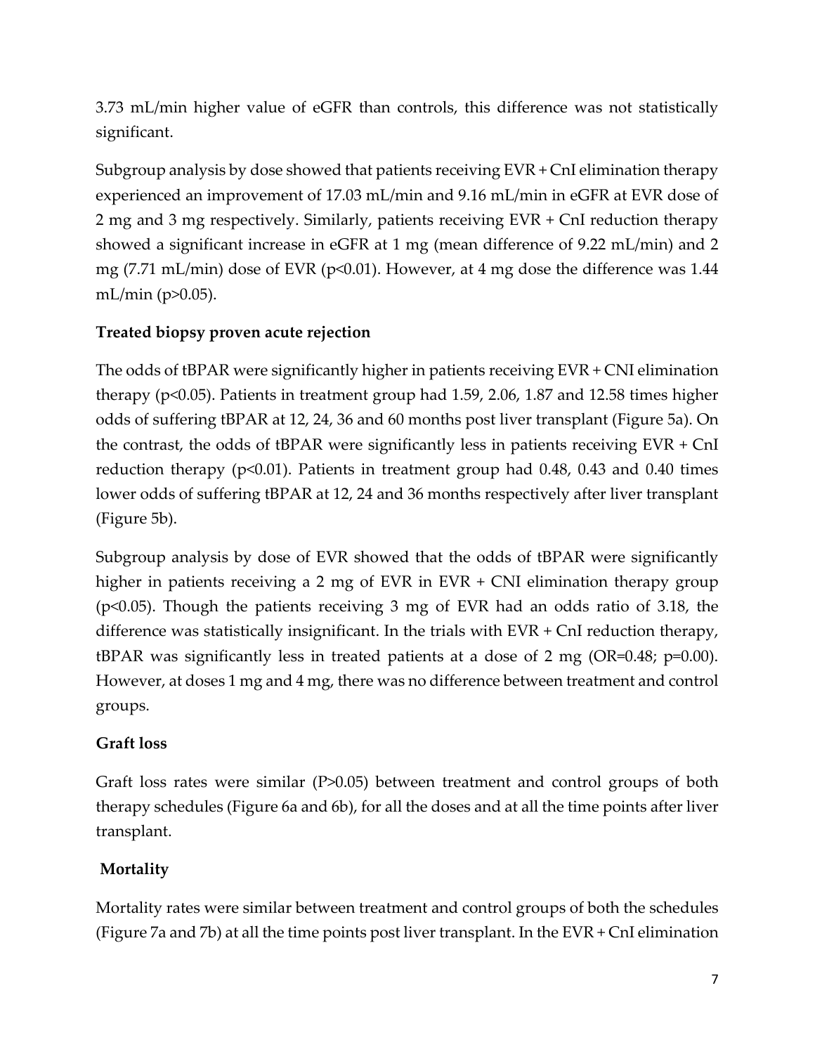3.73 mL/min higher value of eGFR than controls, this difference was not statistically significant.

Subgroup analysis by dose showed that patients receiving EVR + CnI elimination therapy experienced an improvement of 17.03 mL/min and 9.16 mL/min in eGFR at EVR dose of 2 mg and 3 mg respectively. Similarly, patients receiving EVR + CnI reduction therapy showed a significant increase in eGFR at 1 mg (mean difference of 9.22 mL/min) and 2 mg (7.71 mL/min) dose of EVR ($p<0.01$). However, at 4 mg dose the difference was 1.44 mL/min ($p>0.05$).

**Treated biopsy proven acute rejection**

The odds of tBPAR were significantly higher in patients receiving EVR + CNI elimination therapy ($p<0.05$). Patients in treatment group had 1.59, 2.06, 1.87 and 12.58 times higher odds of suffering tBPAR at 12, 24, 36 and 60 months post liver transplant (Figure 5a). On the contrast, the odds of tBPAR were significantly less in patients receiving EVR + CnI reduction therapy ($p<0.01$). Patients in treatment group had 0.48, 0.43 and 0.40 times lower odds of suffering tBPAR at 12, 24 and 36 months respectively after liver transplant (Figure 5b).

Subgroup analysis by dose of EVR showed that the odds of tBPAR were significantly higher in patients receiving a 2 mg of EVR in EVR + CNI elimination therapy group ($p<0.05$). Though the patients receiving 3 mg of EVR had an odds ratio of 3.18, the difference was statistically insignificant. In the trials with EVR + CnI reduction therapy, tBPAR was significantly less in treated patients at a dose of 2 mg (OR=0.48; p=0.00). However, at doses 1 mg and 4 mg, there was no difference between treatment and control groups.

**Graft loss**

Graft loss rates were similar ($P>0.05$) between treatment and control groups of both therapy schedules (Figure 6a and 6b), for all the doses and at all the time points after liver transplant.

**Mortality**

Mortality rates were similar between treatment and control groups of both the schedules (Figure 7a and 7b) at all the time points post liver transplant. In the EVR + CnI elimination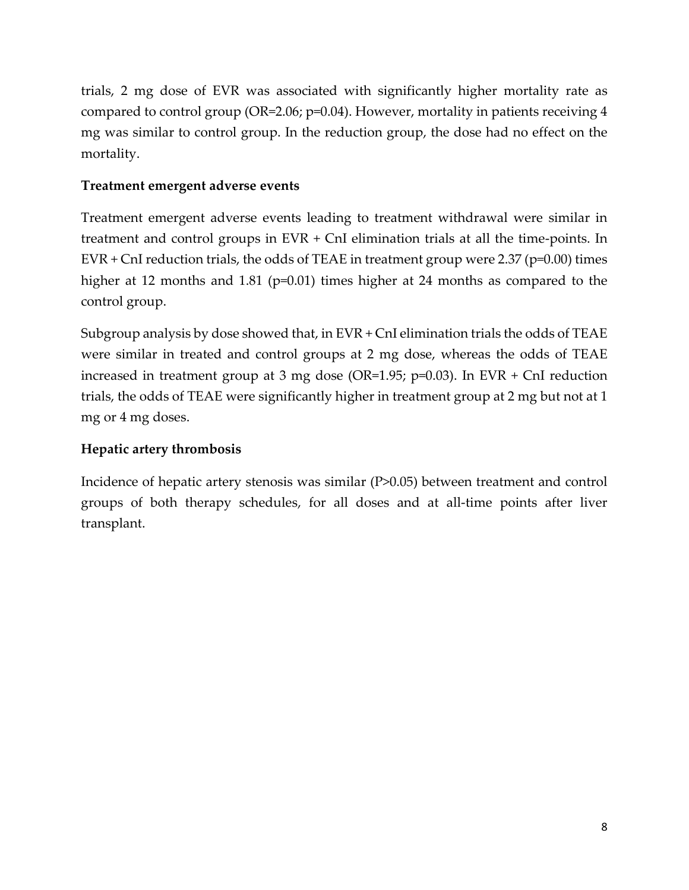trials, 2 mg dose of EVR was associated with significantly higher mortality rate as compared to control group (OR=2.06; p=0.04). However, mortality in patients receiving 4 mg was similar to control group. In the reduction group, the dose had no effect on the mortality.

### Treatment emergent adverse events

Treatment emergent adverse events leading to treatment withdrawal were similar in treatment and control groups in EVR + CnI elimination trials at all the time-points. In EVR + CnI reduction trials, the odds of TEAE in treatment group were 2.37 (p=0.00) times higher at 12 months and 1.81 (p=0.01) times higher at 24 months as compared to the control group.

Subgroup analysis by dose showed that, in EVR + CnI elimination trials the odds of TEAE were similar in treated and control groups at 2 mg dose, whereas the odds of TEAE increased in treatment group at 3 mg dose (OR=1.95; p=0.03). In EVR + CnI reduction trials, the odds of TEAE were significantly higher in treatment group at 2 mg but not at 1 mg or 4 mg doses.

### Hepatic artery thrombosis

Incidence of hepatic artery stenosis was similar (P>0.05) between treatment and control groups of both therapy schedules, for all doses and at all-time points after liver transplant.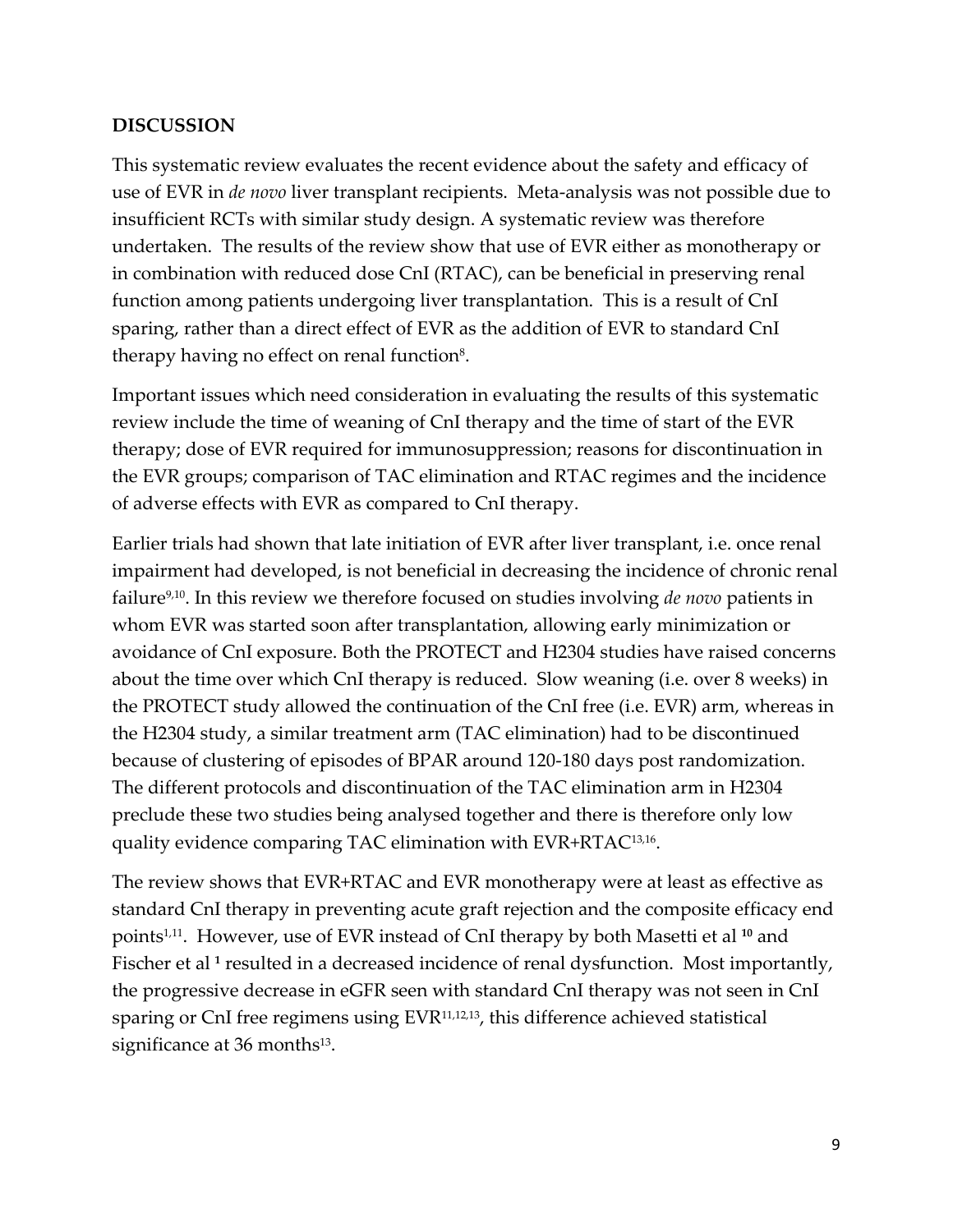## DISCUSSION

This systematic review evaluates the recent evidence about the safety and efficacy of use of EVR in *de novo* liver transplant recipients. Meta-analysis was not possible due to insufficient RCTs with similar study design. A systematic review was therefore undertaken. The results of the review show that use of EVR either as monotherapy or in combination with reduced dose CnI (RTAC), can be beneficial in preserving renal function among patients undergoing liver transplantation. This is a result of CnI sparing, rather than a direct effect of EVR as the addition of EVR to standard CnI therapy having no effect on renal function[8].

Important issues which need consideration in evaluating the results of this systematic review include the time of weaning of CnI therapy and the time of start of the EVR therapy; dose of EVR required for immunosuppression; reasons for discontinuation in the EVR groups; comparison of TAC elimination and RTAC regimes and the incidence of adverse effects with EVR as compared to CnI therapy.

Earlier trials had shown that late initiation of EVR after liver transplant, i.e. once renal impairment had developed, is not beneficial in decreasing the incidence of chronic renal failure[9,10]. In this review we therefore focused on studies involving *de novo* patients in whom EVR was started soon after transplantation, allowing early minimization or avoidance of CnI exposure. Both the PROTECT and H2304 studies have raised concerns about the time over which CnI therapy is reduced. Slow weaning (i.e. over 8 weeks) in the PROTECT study allowed the continuation of the CnI free (i.e. EVR) arm, whereas in the H2304 study, a similar treatment arm (TAC elimination) had to be discontinued because of clustering of episodes of BPAR around 120-180 days post randomization. The different protocols and discontinuation of the TAC elimination arm in H2304 preclude these two studies being analysed together and there is therefore only low quality evidence comparing TAC elimination with EVR+RTAC[13,16].

The review shows that EVR+RTAC and EVR monotherapy were at least as effective as standard CnI therapy in preventing acute graft rejection and the composite efficacy end points[1,11]. However, use of EVR instead of CnI therapy by both Masetti et al **[10]** and Fischer et al **[1]** resulted in a decreased incidence of renal dysfunction. Most importantly, the progressive decrease in eGFR seen with standard CnI therapy was not seen in CnI sparing or CnI free regimens using EVR[11,12,13], this difference achieved statistical significance at 36 months[13].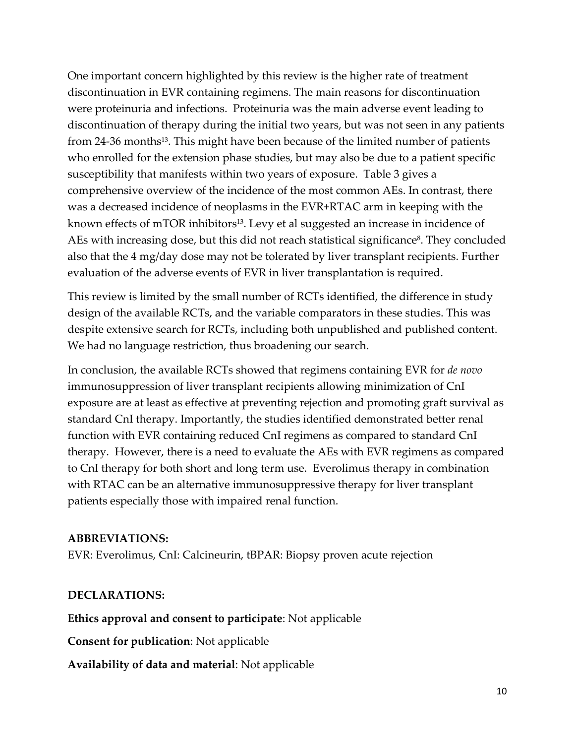One important concern highlighted by this review is the higher rate of treatment discontinuation in EVR containing regimens. The main reasons for discontinuation were proteinuria and infections. Proteinuria was the main adverse event leading to discontinuation of therapy during the initial two years, but was not seen in any patients from 24-36 months[13]. This might have been because of the limited number of patients who enrolled for the extension phase studies, but may also be due to a patient specific susceptibility that manifests within two years of exposure. Table 3 gives a comprehensive overview of the incidence of the most common AEs. In contrast, there was a decreased incidence of neoplasms in the EVR+RTAC arm in keeping with the known effects of mTOR inhibitors[13]. Levy et al suggested an increase in incidence of AEs with increasing dose, but this did not reach statistical significance[8]. They concluded also that the 4 mg/day dose may not be tolerated by liver transplant recipients. Further evaluation of the adverse events of EVR in liver transplantation is required.

This review is limited by the small number of RCTs identified, the difference in study design of the available RCTs, and the variable comparators in these studies. This was despite extensive search for RCTs, including both unpublished and published content. We had no language restriction, thus broadening our search.

In conclusion, the available RCTs showed that regimens containing EVR for *de novo* immunosuppression of liver transplant recipients allowing minimization of CnI exposure are at least as effective at preventing rejection and promoting graft survival as standard CnI therapy. Importantly, the studies identified demonstrated better renal function with EVR containing reduced CnI regimens as compared to standard CnI therapy. However, there is a need to evaluate the AEs with EVR regimens as compared to CnI therapy for both short and long term use. Everolimus therapy in combination with RTAC can be an alternative immunosuppressive therapy for liver transplant patients especially those with impaired renal function.

**ABBREVIATIONS:**

EVR: Everolimus, CnI: Calcineurin, tBPAR: Biopsy proven acute rejection

**DECLARATIONS:**

**Ethics approval and consent to participate**: Not applicable

**Consent for publication**: Not applicable

**Availability of data and material**: Not applicable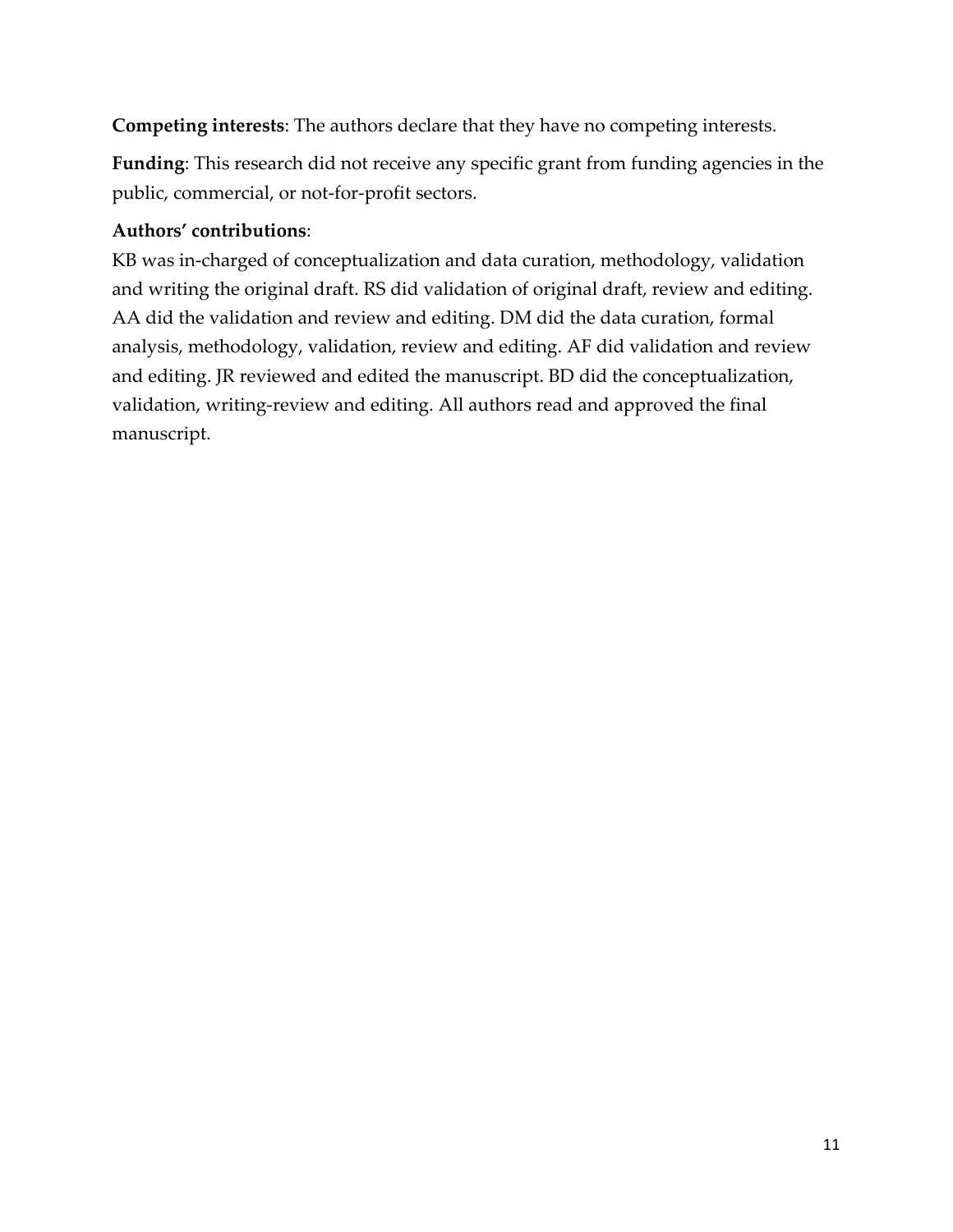**Competing interests**: The authors declare that they have no competing interests.

**Funding**: This research did not receive any specific grant from funding agencies in the public, commercial, or not-for-profit sectors.

**Authors' contributions**:

KB was in-charged of conceptualization and data curation, methodology, validation and writing the original draft. RS did validation of original draft, review and editing. AA did the validation and review and editing. DM did the data curation, formal analysis, methodology, validation, review and editing. AF did validation and review and editing. JR reviewed and edited the manuscript. BD did the conceptualization, validation, writing-review and editing. All authors read and approved the final manuscript.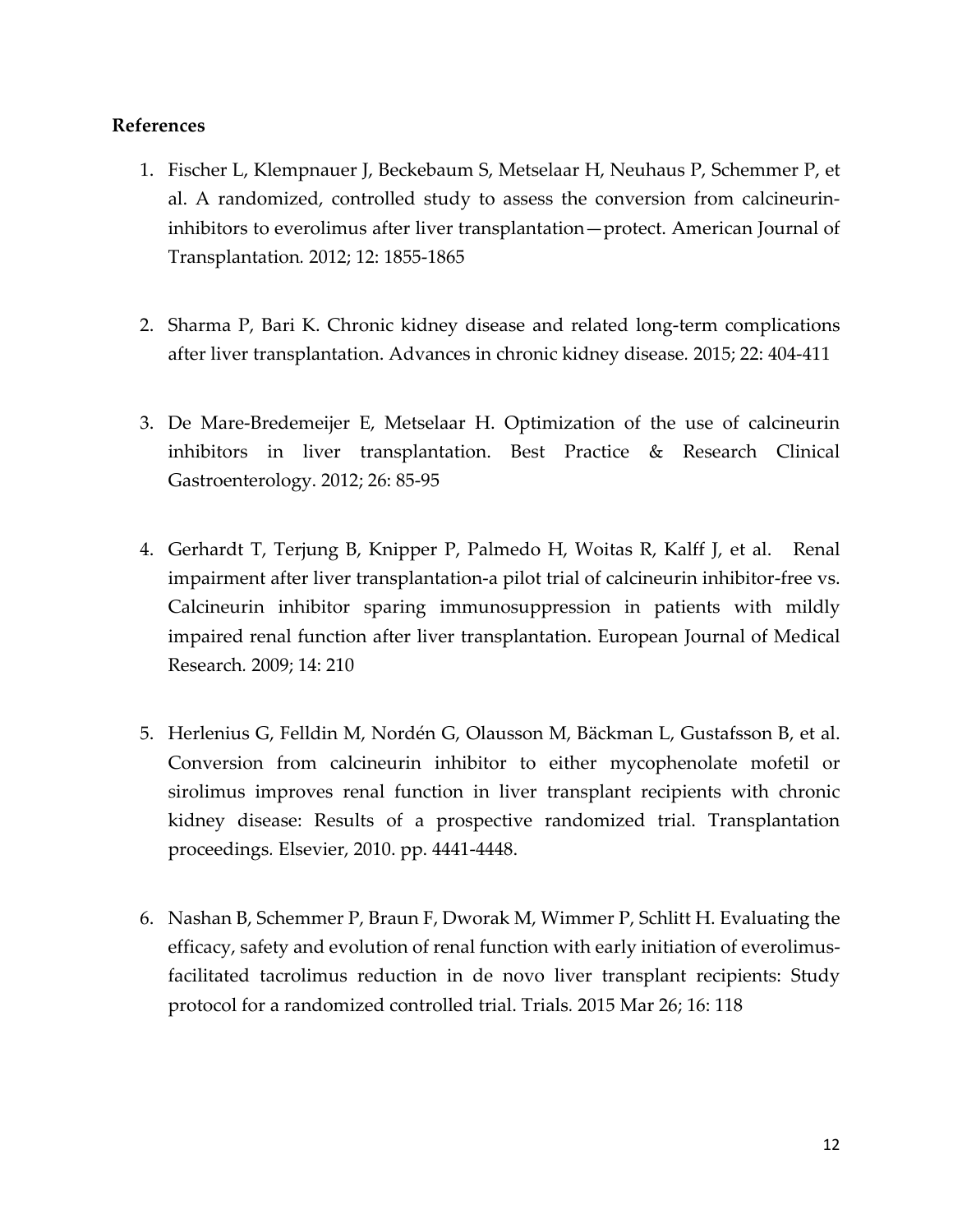## References

1. Fischer L, Klempnauer J, Beckebaum S, Metselaar H, Neuhaus P, Schemmer P, et al. A randomized, controlled study to assess the conversion from calcineurin-inhibitors to everolimus after liver transplantation—protect. American Journal of Transplantation. 2012; 12: 1855-1865

2. Sharma P, Bari K. Chronic kidney disease and related long-term complications after liver transplantation. Advances in chronic kidney disease. 2015; 22: 404-411

3. De Mare-Bredemeijer E, Metselaar H. Optimization of the use of calcineurin inhibitors in liver transplantation. Best Practice & Research Clinical Gastroenterology. 2012; 26: 85-95

4. Gerhardt T, Terjung B, Knipper P, Palmedo H, Woitas R, Kalff J, et al. Renal impairment after liver transplantation-a pilot trial of calcineurin inhibitor-free vs. Calcineurin inhibitor sparing immunosuppression in patients with mildly impaired renal function after liver transplantation. European Journal of Medical Research. 2009; 14: 210

5. Herlenius G, Felldin M, Nordén G, Olausson M, Bäckman L, Gustafsson B, et al. Conversion from calcineurin inhibitor to either mycophenolate mofetil or sirolimus improves renal function in liver transplant recipients with chronic kidney disease: Results of a prospective randomized trial. Transplantation proceedings. Elsevier, 2010. pp. 4441-4448.

6. Nashan B, Schemmer P, Braun F, Dworak M, Wimmer P, Schlitt H. Evaluating the efficacy, safety and evolution of renal function with early initiation of everolimus-facilitated tacrolimus reduction in de novo liver transplant recipients: Study protocol for a randomized controlled trial. Trials. 2015 Mar 26; 16: 118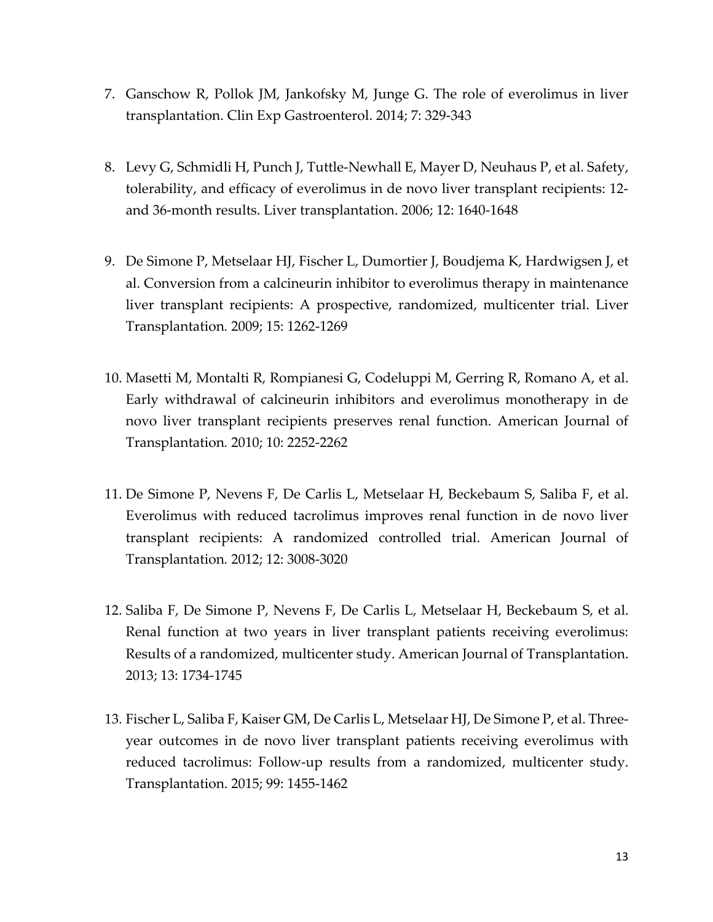7. Ganschow R, Pollok JM, Jankofsky M, Junge G. The role of everolimus in liver transplantation. Clin Exp Gastroenterol. 2014; 7: 329-343

8. Levy G, Schmidli H, Punch J, Tuttle-Newhall E, Mayer D, Neuhaus P, et al. Safety, tolerability, and efficacy of everolimus in de novo liver transplant recipients: 12- and 36-month results. Liver transplantation. 2006; 12: 1640-1648

9. De Simone P, Metselaar HJ, Fischer L, Dumortier J, Boudjema K, Hardwigsen J, et al. Conversion from a calcineurin inhibitor to everolimus therapy in maintenance liver transplant recipients: A prospective, randomized, multicenter trial. Liver Transplantation. 2009; 15: 1262-1269

10. Masetti M, Montalti R, Rompianesi G, Codeluppi M, Gerring R, Romano A, et al. Early withdrawal of calcineurin inhibitors and everolimus monotherapy in de novo liver transplant recipients preserves renal function. American Journal of Transplantation. 2010; 10: 2252-2262

11. De Simone P, Nevens F, De Carlis L, Metselaar H, Beckebaum S, Saliba F, et al. Everolimus with reduced tacrolimus improves renal function in de novo liver transplant recipients: A randomized controlled trial. American Journal of Transplantation. 2012; 12: 3008-3020

12. Saliba F, De Simone P, Nevens F, De Carlis L, Metselaar H, Beckebaum S, et al. Renal function at two years in liver transplant patients receiving everolimus: Results of a randomized, multicenter study. American Journal of Transplantation. 2013; 13: 1734-1745

13. Fischer L, Saliba F, Kaiser GM, De Carlis L, Metselaar HJ, De Simone P, et al. Three-year outcomes in de novo liver transplant patients receiving everolimus with reduced tacrolimus: Follow-up results from a randomized, multicenter study. Transplantation. 2015; 99: 1455-1462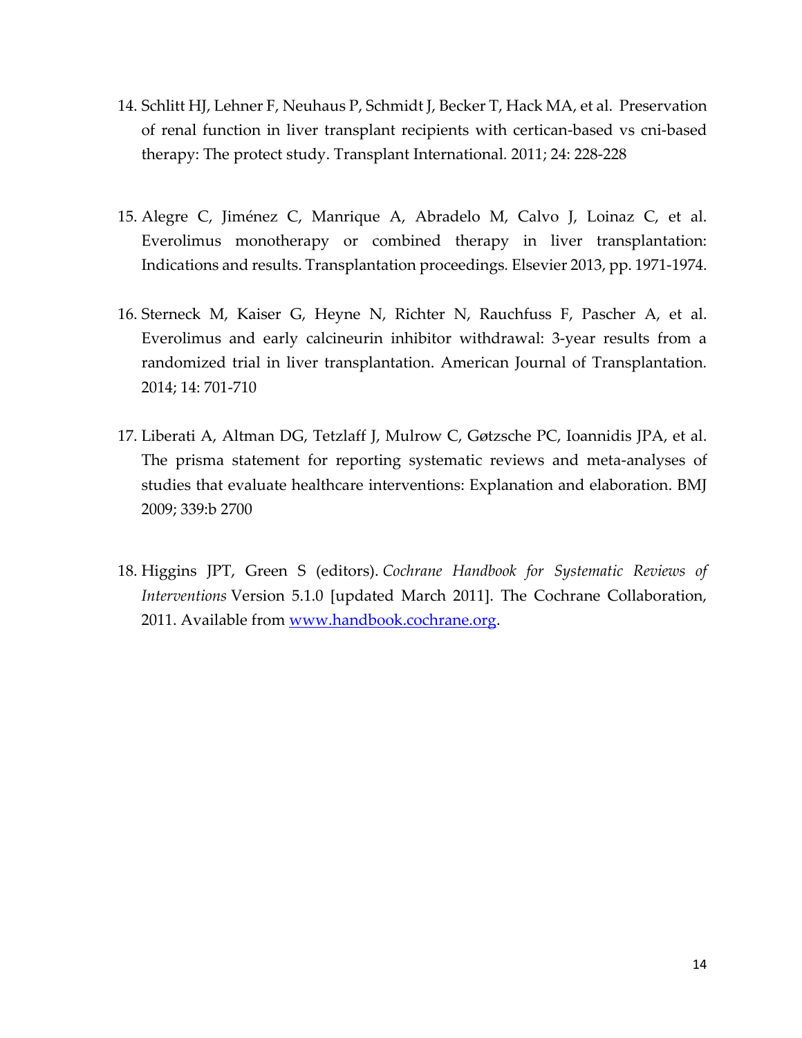14. Schlitt HJ, Lehner F, Neuhaus P, Schmidt J, Becker T, Hack MA, et al. Preservation of renal function in liver transplant recipients with certican-based vs cni-based therapy: The protect study. Transplant International. 2011; 24: 228-228

15. Alegre C, Jiménez C, Manrique A, Abradelo M, Calvo J, Loinaz C, et al. Everolimus monotherapy or combined therapy in liver transplantation: Indications and results. Transplantation proceedings. Elsevier 2013, pp. 1971-1974.

16. Sterneck M, Kaiser G, Heyne N, Richter N, Rauchfuss F, Pascher A, et al. Everolimus and early calcineurin inhibitor withdrawal: 3-year results from a randomized trial in liver transplantation. American Journal of Transplantation. 2014; 14: 701-710

17. Liberati A, Altman DG, Tetzlaff J, Mulrow C, Gøtzsche PC, Ioannidis JPA, et al. The prisma statement for reporting systematic reviews and meta-analyses of studies that evaluate healthcare interventions: Explanation and elaboration. BMJ 2009; 339:b 2700

18. Higgins JPT, Green S (editors). *Cochrane Handbook for Systematic Reviews of Interventions* Version 5.1.0 [updated March 2011]. The Cochrane Collaboration, 2011. Available from www.handbook.cochrane.org.